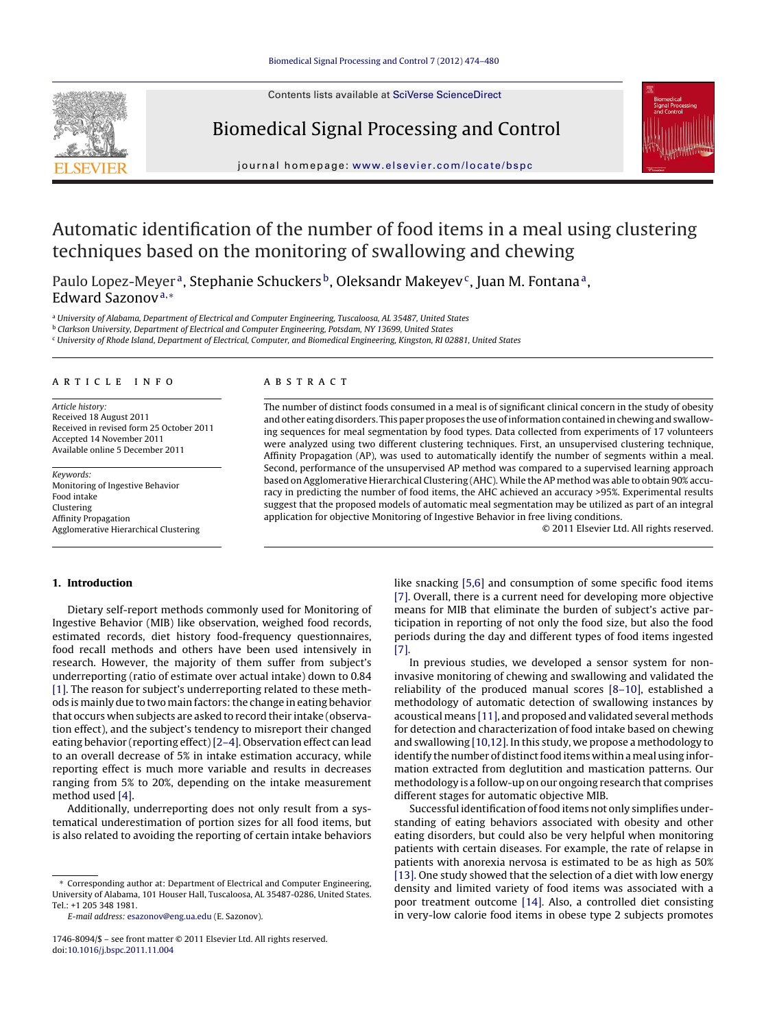# Automatic identification of the number of food items in a meal using clustering techniques based on the monitoring of swallowing and chewing

Paulo Lopez-Meyer[a], Stephanie Schuckers[b], Oleksandr Makeyev[c], Juan M. Fontana[a], Edward Sazonov[a,*]

[a] University of Alabama, Department of Electrical and Computer Engineering, Tuscaloosa, AL 35487, United States
[b] Clarkson University, Department of Electrical and Computer Engineering, Potsdam, NY 13699, United States
[c] University of Rhode Island, Department of Electrical, Computer, and Biomedical Engineering, Kingston, RI 02881, United States

## ARTICLE INFO

*Article history:*
Received 18 August 2011
Received in revised form 25 October 2011
Accepted 14 November 2011
Available online 5 December 2011

*Keywords:*
Monitoring of Ingestive Behavior
Food intake
Clustering
Affinity Propagation
Agglomerative Hierarchical Clustering

## ABSTRACT

The number of distinct foods consumed in a meal is of significant clinical concern in the study of obesity and other eating disorders. This paper proposes the use of information contained in chewing and swallowing sequences for meal segmentation by food types. Data collected from experiments of 17 volunteers were analyzed using two different clustering techniques. First, an unsupervised clustering technique, Affinity Propagation (AP), was used to automatically identify the number of segments within a meal. Second, performance of the unsupervised AP method was compared to a supervised learning approach based on Agglomerative Hierarchical Clustering (AHC). While the AP method was able to obtain 90% accuracy in predicting the number of food items, the AHC achieved an accuracy >95%. Experimental results suggest that the proposed models of automatic meal segmentation may be utilized as part of an integral application for objective Monitoring of Ingestive Behavior in free living conditions.

© 2011 Elsevier Ltd. All rights reserved.

## 1. Introduction

Dietary self-report methods commonly used for Monitoring of Ingestive Behavior (MIB) like observation, weighed food records, estimated records, diet history food-frequency questionnaires, food recall methods and others have been used intensively in research. However, the majority of them suffer from subject's underreporting (ratio of estimate over actual intake) down to 0.84 [1]. The reason for subject's underreporting related to these methods is mainly due to two main factors: the change in eating behavior that occurs when subjects are asked to record their intake (observation effect), and the subject's tendency to misreport their changed eating behavior (reporting effect) [2–4]. Observation effect can lead to an overall decrease of 5% in intake estimation accuracy, while reporting effect is much more variable and results in decreases ranging from 5% to 20%, depending on the intake measurement method used [4].

Additionally, underreporting does not only result from a systematical underestimation of portion sizes for all food items, but is also related to avoiding the reporting of certain intake behaviors like snacking [5,6] and consumption of some specific food items [7]. Overall, there is a current need for developing more objective means for MIB that eliminate the burden of subject's active participation in reporting of not only the food size, but also the food periods during the day and different types of food items ingested [7].

In previous studies, we developed a sensor system for non-invasive monitoring of chewing and swallowing and validated the reliability of the produced manual scores [8–10], established a methodology of automatic detection of swallowing instances by acoustical means [11], and proposed and validated several methods for detection and characterization of food intake based on chewing and swallowing [10,12]. In this study, we propose a methodology to identify the number of distinct food items within a meal using information extracted from deglutition and mastication patterns. Our methodology is a follow-up on our ongoing research that comprises different stages for automatic objective MIB.

Successful identification of food items not only simplifies understanding of eating behaviors associated with obesity and other eating disorders, but could also be very helpful when monitoring patients with certain diseases. For example, the rate of relapse in patients with anorexia nervosa is estimated to be as high as 50% [13]. One study showed that the selection of a diet with low energy density and limited variety of food items was associated with a poor treatment outcome [14]. Also, a controlled diet consisting in very-low calorie food items in obese type 2 subjects promotes

* Corresponding author at: Department of Electrical and Computer Engineering, University of Alabama, 101 Houser Hall, Tuscaloosa, AL 35487-0286, United States. Tel.: +1 205 348 1981.
*E-mail address:* esazonov@eng.ua.edu (E. Sazonov).

1746-8094/$ – see front matter © 2011 Elsevier Ltd. All rights reserved.
doi:10.1016/j.bspc.2011.11.004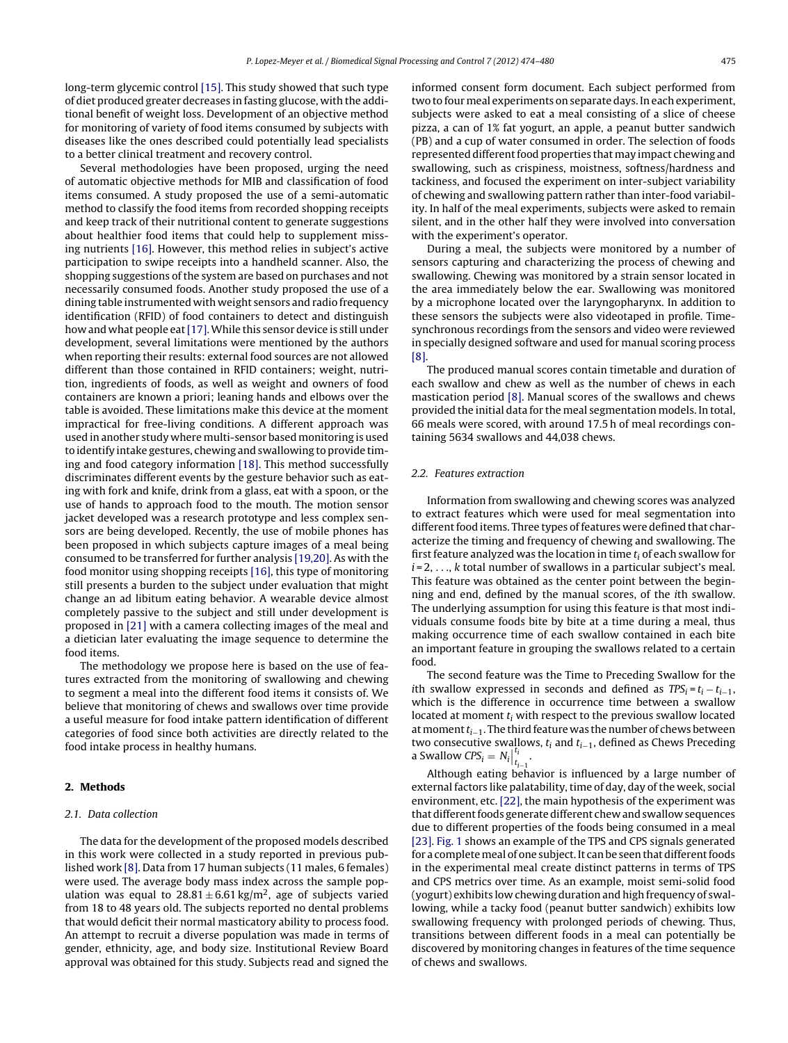long-term glycemic control [15]. This study showed that such type of diet produced greater decreases in fasting glucose, with the additional benefit of weight loss. Development of an objective method for monitoring of variety of food items consumed by subjects with diseases like the ones described could potentially lead specialists to a better clinical treatment and recovery control.

Several methodologies have been proposed, urging the need of automatic objective methods for MIB and classification of food items consumed. A study proposed the use of a semi-automatic method to classify the food items from recorded shopping receipts and keep track of their nutritional content to generate suggestions about healthier food items that could help to supplement missing nutrients [16]. However, this method relies in subject's active participation to swipe receipts into a handheld scanner. Also, the shopping suggestions of the system are based on purchases and not necessarily consumed foods. Another study proposed the use of a dining table instrumented with weight sensors and radio frequency identification (RFID) of food containers to detect and distinguish how and what people eat [17]. While this sensor device is still under development, several limitations were mentioned by the authors when reporting their results: external food sources are not allowed different than those contained in RFID containers; weight, nutrition, ingredients of foods, as well as weight and owners of food containers are known a priori; leaning hands and elbows over the table is avoided. These limitations make this device at the moment impractical for free-living conditions. A different approach was used in another study where multi-sensor based monitoring is used to identify intake gestures, chewing and swallowing to provide timing and food category information [18]. This method successfully discriminates different events by the gesture behavior such as eating with fork and knife, drink from a glass, eat with a spoon, or the use of hands to approach food to the mouth. The motion sensor jacket developed was a research prototype and less complex sensors are being developed. Recently, the use of mobile phones has been proposed in which subjects capture images of a meal being consumed to be transferred for further analysis [19,20]. As with the food monitor using shopping receipts [16], this type of monitoring still presents a burden to the subject under evaluation that might change an ad libitum eating behavior. A wearable device almost completely passive to the subject and still under development is proposed in [21] with a camera collecting images of the meal and a dietician later evaluating the image sequence to determine the food items.

The methodology we propose here is based on the use of features extracted from the monitoring of swallowing and chewing to segment a meal into the different food items it consists of. We believe that monitoring of chews and swallows over time provide a useful measure for food intake pattern identification of different categories of food since both activities are directly related to the food intake process in healthy humans.

## 2. Methods

### 2.1. Data collection

The data for the development of the proposed models described in this work were collected in a study reported in previous published work [8]. Data from 17 human subjects (11 males, 6 females) were used. The average body mass index across the sample population was equal to $28.81 \pm 6.61\,\text{kg/m}^2$, age of subjects varied from 18 to 48 years old. The subjects reported no dental problems that would deficit their normal masticatory ability to process food. An attempt to recruit a diverse population was made in terms of gender, ethnicity, age, and body size. Institutional Review Board approval was obtained for this study. Subjects read and signed the informed consent form document. Each subject performed from two to four meal experiments on separate days. In each experiment, subjects were asked to eat a meal consisting of a slice of cheese pizza, a can of 1% fat yogurt, an apple, a peanut butter sandwich (PB) and a cup of water consumed in order. The selection of foods represented different food properties that may impact chewing and swallowing, such as crispiness, moistness, softness/hardness and tackiness, and focused the experiment on inter-subject variability of chewing and swallowing pattern rather than inter-food variability. In half of the meal experiments, subjects were asked to remain silent, and in the other half they were involved into conversation with the experiment's operator.

During a meal, the subjects were monitored by a number of sensors capturing and characterizing the process of chewing and swallowing. Chewing was monitored by a strain sensor located in the area immediately below the ear. Swallowing was monitored by a microphone located over the laryngopharynx. In addition to these sensors the subjects were also videotaped in profile. Time-synchronous recordings from the sensors and video were reviewed in specially designed software and used for manual scoring process [8].

The produced manual scores contain timetable and duration of each swallow and chew as well as the number of chews in each mastication period [8]. Manual scores of the swallows and chews provided the initial data for the meal segmentation models. In total, 66 meals were scored, with around 17.5 h of meal recordings containing 5634 swallows and 44,038 chews.

### 2.2. Features extraction

Information from swallowing and chewing scores was analyzed to extract features which were used for meal segmentation into different food items. Three types of features were defined that characterize the timing and frequency of chewing and swallowing. The first feature analyzed was the location in time $t_i$ of each swallow for $i = 2, \ldots, k$ total number of swallows in a particular subject's meal. This feature was obtained as the center point between the beginning and end, defined by the manual scores, of the $i$th swallow. The underlying assumption for using this feature is that most individuals consume foods bite by bite at a time during a meal, thus making occurrence time of each swallow contained in each bite an important feature in grouping the swallows related to a certain food.

The second feature was the Time to Preceding Swallow for the $i$th swallow expressed in seconds and defined as $TPS_i = t_i - t_{i-1}$, which is the difference in occurrence time between a swallow located at moment $t_i$ with respect to the previous swallow located at moment $t_{i-1}$. The third feature was the number of chews between two consecutive swallows, $t_i$ and $t_{i-1}$, defined as Chews Preceding a Swallow $CPS_i = N_i\Big|_{t_{i-1}}^{t_i}$.

Although eating behavior is influenced by a large number of external factors like palatability, time of day, day of the week, social environment, etc. [22], the main hypothesis of the experiment was that different foods generate different chew and swallow sequences due to different properties of the foods being consumed in a meal [23]. Fig. 1 shows an example of the TPS and CPS signals generated for a complete meal of one subject. It can be seen that different foods in the experimental meal create distinct patterns in terms of TPS and CPS metrics over time. As an example, moist semi-solid food (yogurt) exhibits low chewing duration and high frequency of swallowing, while a tacky food (peanut butter sandwich) exhibits low swallowing frequency with prolonged periods of chewing. Thus, transitions between different foods in a meal can potentially be discovered by monitoring changes in features of the time sequence of chews and swallows.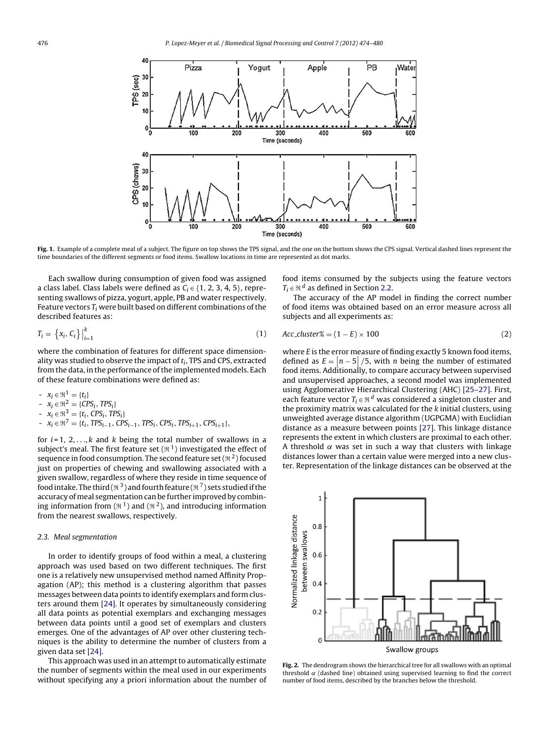Fig. 1. Example of a complete meal of a subject. The figure on top shows the TPS signal, and the one on the bottom shows the CPS signal. Vertical dashed lines represent the time boundaries of the different segments or food items. Swallow locations in time are represented as dot marks.

Each swallow during consumption of given food was assigned a class label. Class labels were defined as $C_i \in \{1, 2, 3, 4, 5\}$, representing swallows of pizza, yogurt, apple, PB and water respectively. Feature vectors $T_i$ were built based on different combinations of the described features as:

$$T_i = \{x_i, C_i\}\big|_{i=1}^{k} \tag{1}$$

where the combination of features for different space dimensionality was studied to observe the impact of $t_i$, TPS and CPS, extracted from the data, in the performance of the implemented models. Each of these feature combinations were defined as:

- $x_i \in \Re^1 = \{t_i\}$
- $x_i \in \Re^2 = \{CPS_i, TPS_i\}$
- $x_i \in \Re^3 = \{t_i, CPS_i, TPS_i\}$
- $x_i \in \Re^7 = \{t_i, TPS_{i-1}, CPS_{i-1}, TPS_i, CPS_i, TPS_{i+1}, CPS_{i+1}\}$,

for $i = 1, 2, \ldots, k$ and $k$ being the total number of swallows in a subject's meal. The first feature set ($\Re^1$) investigated the effect of sequence in food consumption. The second feature set ($\Re^2$) focused just on properties of chewing and swallowing associated with a given swallow, regardless of where they reside in time sequence of food intake. The third ($\Re^3$) and fourth feature ($\Re^7$) sets studied if the accuracy of meal segmentation can be further improved by combining information from ($\Re^1$) and ($\Re^2$), and introducing information from the nearest swallows, respectively.

### 2.3. Meal segmentation

In order to identify groups of food within a meal, a clustering approach was used based on two different techniques. The first one is a relatively new unsupervised method named Affinity Propagation (AP); this method is a clustering algorithm that passes messages between data points to identify exemplars and form clusters around them [24]. It operates by simultaneously considering all data points as potential exemplars and exchanging messages between data points until a good set of exemplars and clusters emerges. One of the advantages of AP over other clustering techniques is the ability to determine the number of clusters from a given data set [24].

This approach was used in an attempt to automatically estimate the number of segments within the meal used in our experiments without specifying any a priori information about the number of food items consumed by the subjects using the feature vectors $T_i \in \Re^d$ as defined in Section 2.2.

The accuracy of the AP model in finding the correct number of food items was obtained based on an error measure across all subjects and all experiments as:

$$Acc\_cluster\% = (1 - E) \times 100 \tag{2}$$

where $E$ is the error measure of finding exactly 5 known food items, defined as $E = |n - 5|/5$, with $n$ being the number of estimated food items. Additionally, to compare accuracy between supervised and unsupervised approaches, a second model was implemented using Agglomerative Hierarchical Clustering (AHC) [25–27]. First, each feature vector $T_i \in \Re^d$ was considered a singleton cluster and the proximity matrix was calculated for the $k$ initial clusters, using unweighted average distance algorithm (UGPGMA) with Euclidian distance as a measure between points [27]. This linkage distance represents the extent in which clusters are proximal to each other. A threshold $\alpha$ was set in such a way that clusters with linkage distances lower than a certain value were merged into a new cluster. Representation of the linkage distances can be observed at the

Fig. 2. The dendrogram shows the hierarchical tree for all swallows with an optimal threshold $\alpha$ (dashed line) obtained using supervised learning to find the correct number of food items, described by the branches below the threshold.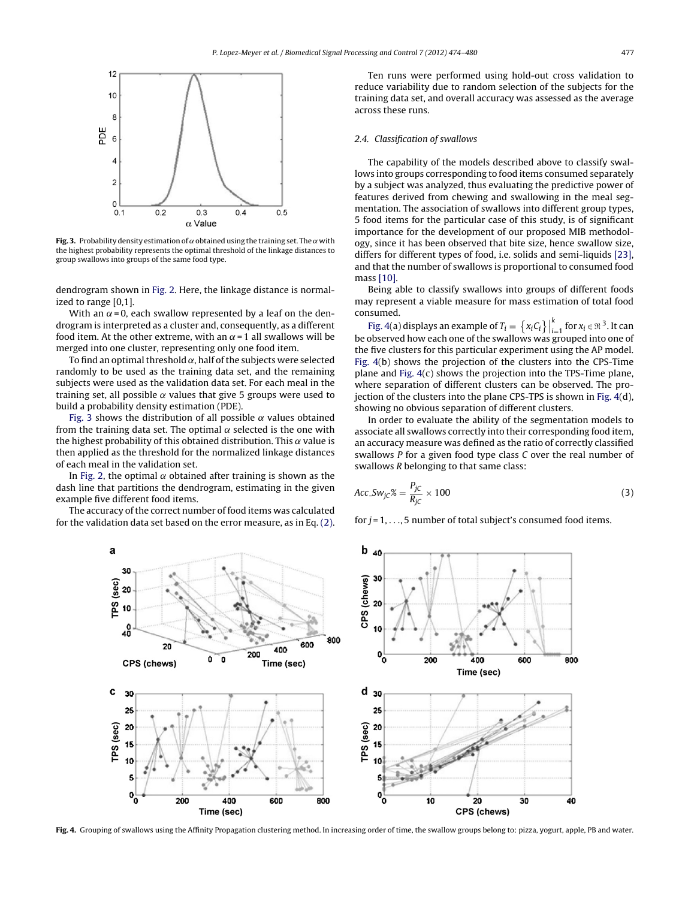Fig. 3. Probability density estimation of $\alpha$ obtained using the training set. The $\alpha$ with the highest probability represents the optimal threshold of the linkage distances to group swallows into groups of the same food type.

dendrogram shown in Fig. 2. Here, the linkage distance is normalized to range [0,1].

With an $\alpha = 0$, each swallow represented by a leaf on the dendrogram is interpreted as a cluster and, consequently, as a different food item. At the other extreme, with an $\alpha = 1$ all swallows will be merged into one cluster, representing only one food item.

To find an optimal threshold $\alpha$, half of the subjects were selected randomly to be used as the training data set, and the remaining subjects were used as the validation data set. For each meal in the training set, all possible $\alpha$ values that give 5 groups were used to build a probability density estimation (PDE).

Fig. 3 shows the distribution of all possible $\alpha$ values obtained from the training data set. The optimal $\alpha$ selected is the one with the highest probability of this obtained distribution. This $\alpha$ value is then applied as the threshold for the normalized linkage distances of each meal in the validation set.

In Fig. 2, the optimal $\alpha$ obtained after training is shown as the dash line that partitions the dendrogram, estimating in the given example five different food items.

The accuracy of the correct number of food items was calculated for the validation data set based on the error measure, as in Eq. (2).

Ten runs were performed using hold-out cross validation to reduce variability due to random selection of the subjects for the training data set, and overall accuracy was assessed as the average across these runs.

### 2.4. Classification of swallows

The capability of the models described above to classify swallows into groups corresponding to food items consumed separately by a subject was analyzed, thus evaluating the predictive power of features derived from chewing and swallowing in the meal segmentation. The association of swallows into different group types, 5 food items for the particular case of this study, is of significant importance for the development of our proposed MIB methodology, since it has been observed that bite size, hence swallow size, differs for different types of food, i.e. solids and semi-liquids [23], and that the number of swallows is proportional to consumed food mass [10].

Being able to classify swallows into groups of different foods may represent a viable measure for mass estimation of total food consumed.

Fig. 4(a) displays an example of $T_i = \{x_i C_i\}\big|_{i=1}^{k}$ for $x_i \in \Re^3$. It can be observed how each one of the swallows was grouped into one of the five clusters for this particular experiment using the AP model. Fig. 4(b) shows the projection of the clusters into the CPS-Time plane and Fig. 4(c) shows the projection into the TPS-Time plane, where separation of different clusters can be observed. The projection of the clusters into the plane CPS-TPS is shown in Fig. 4(d), showing no obvious separation of different clusters.

In order to evaluate the ability of the segmentation models to associate all swallows correctly into their corresponding food item, an accuracy measure was defined as the ratio of correctly classified swallows $P$ for a given food type class $C$ over the real number of swallows $R$ belonging to that same class:

$$Acc\_Sw_{jC}\% = \frac{P_{jC}}{R_{jC}} \times 100 \tag{3}$$

for $j = 1, \ldots, 5$ number of total subject's consumed food items.

Fig. 4. Grouping of swallows using the Affinity Propagation clustering method. In increasing order of time, the swallow groups belong to: pizza, yogurt, apple, PB and water.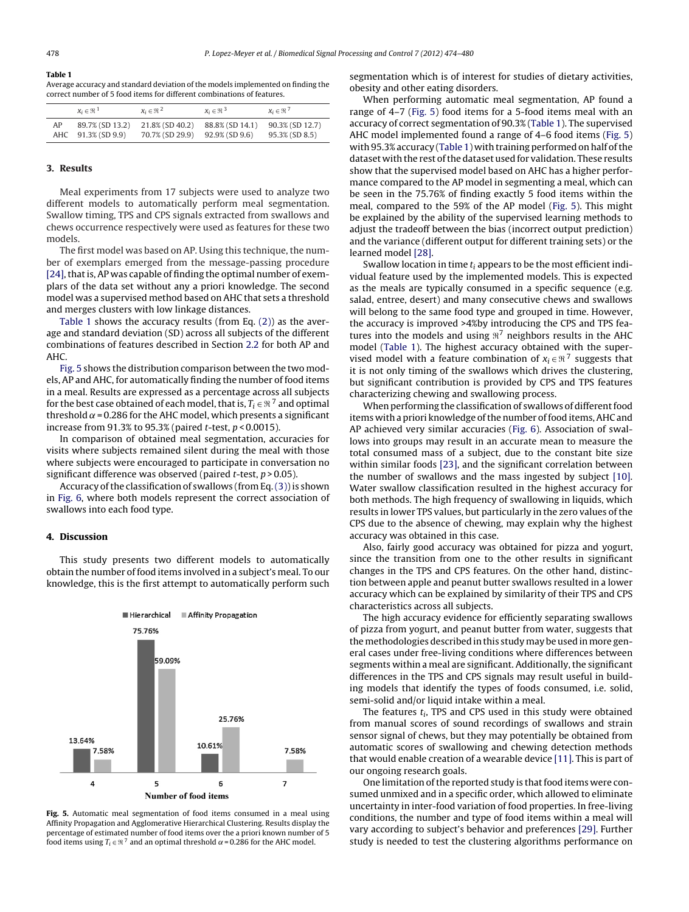**Table 1**
Average accuracy and standard deviation of the models implemented on finding the correct number of 5 food items for different combinations of features.

| | $x_i \in \Re^1$ | $x_i \in \Re^2$ | $x_i \in \Re^3$ | $x_i \in \Re^7$ |
|---|---|---|---|---|
| AP | 89.7% (SD 13.2) | 21.8% (SD 40.2) | 88.8% (SD 14.1) | 90.3% (SD 12.7) |
| AHC | 91.3% (SD 9.9) | 70.7% (SD 29.9) | 92.9% (SD 9.6) | 95.3% (SD 8.5) |

## 3. Results

Meal experiments from 17 subjects were used to analyze two different models to automatically perform meal segmentation. Swallow timing, TPS and CPS signals extracted from swallows and chews occurrence respectively were used as features for these two models.

The first model was based on AP. Using this technique, the number of exemplars emerged from the message-passing procedure [24], that is, AP was capable of finding the optimal number of exemplars of the data set without any a priori knowledge. The second model was a supervised method based on AHC that sets a threshold and merges clusters with low linkage distances.

Table 1 shows the accuracy results (from Eq. (2)) as the average and standard deviation (SD) across all subjects of the different combinations of features described in Section 2.2 for both AP and AHC.

Fig. 5 shows the distribution comparison between the two models, AP and AHC, for automatically finding the number of food items in a meal. Results are expressed as a percentage across all subjects for the best case obtained of each model, that is, $T_i \in \Re^7$ and optimal threshold $\alpha = 0.286$ for the AHC model, which presents a significant increase from 91.3% to 95.3% (paired $t$-test, $p < 0.0015$).

In comparison of obtained meal segmentation, accuracies for visits where subjects remained silent during the meal with those where subjects were encouraged to participate in conversation no significant difference was observed (paired $t$-test, $p > 0.05$).

Accuracy of the classification of swallows (from Eq. (3)) is shown in Fig. 6, where both models represent the correct association of swallows into each food type.

## 4. Discussion

This study presents two different models to automatically obtain the number of food items involved in a subject's meal. To our knowledge, this is the first attempt to automatically perform such segmentation which is of interest for studies of dietary activities, obesity and other eating disorders.

When performing automatic meal segmentation, AP found a range of 4–7 (Fig. 5) food items for a 5-food items meal with an accuracy of correct segmentation of 90.3% (Table 1). The supervised AHC model implemented found a range of 4–6 food items (Fig. 5) with 95.3% accuracy (Table 1) with training performed on half of the dataset with the rest of the dataset used for validation. These results show that the supervised model based on AHC has a higher performance compared to the AP model in segmenting a meal, which can be seen in the 75.76% of finding exactly 5 food items within the meal, compared to the 59% of the AP model (Fig. 5). This might be explained by the ability of the supervised learning methods to adjust the tradeoff between the bias (incorrect output prediction) and the variance (different output for different training sets) or the learned model [28].

Swallow location in time $t_i$ appears to be the most efficient individual feature used by the implemented models. This is expected as the meals are typically consumed in a specific sequence (e.g. salad, entree, desert) and many consecutive chews and swallows will belong to the same food type and grouped in time. However, the accuracy is improved >4%by introducing the CPS and TPS features into the models and using $\Re^7$ neighbors results in the AHC model (Table 1). The highest accuracy obtained with the supervised model with a feature combination of $x_i \in \Re^7$ suggests that it is not only timing of the swallows which drives the clustering, but significant contribution is provided by CPS and TPS features characterizing chewing and swallowing process.

When performing the classification of swallows of different food items with a priori knowledge of the number of food items, AHC and AP achieved very similar accuracies (Fig. 6). Association of swallows into groups may result in an accurate mean to measure the total consumed mass of a subject, due to the constant bite size within similar foods [23], and the significant correlation between the number of swallows and the mass ingested by subject [10]. Water swallow classification resulted in the highest accuracy for both methods. The high frequency of swallowing in liquids, which results in lower TPS values, but particularly in the zero values of the CPS due to the absence of chewing, may explain why the highest accuracy was obtained in this case.

Also, fairly good accuracy was obtained for pizza and yogurt, since the transition from one to the other results in significant changes in the TPS and CPS features. On the other hand, distinction between apple and peanut butter swallows resulted in a lower accuracy which can be explained by similarity of their TPS and CPS characteristics across all subjects.

The high accuracy evidence for efficiently separating swallows of pizza from yogurt, and peanut butter from water, suggests that the methodologies described in this study may be used in more general cases under free-living conditions where differences between segments within a meal are significant. Additionally, the significant differences in the TPS and CPS signals may result useful in building models that identify the types of foods consumed, i.e. solid, semi-solid and/or liquid intake within a meal.

The features $t_i$, TPS and CPS used in this study were obtained from manual scores of sound recordings of swallows and strain sensor signal of chews, but they may potentially be obtained from automatic scores of swallowing and chewing detection methods that would enable creation of a wearable device [11]. This is part of our ongoing research goals.

One limitation of the reported study is that food items were consumed unmixed and in a specific order, which allowed to eliminate uncertainty in inter-food variation of food properties. In free-living conditions, the number and type of food items within a meal will vary according to subject's behavior and preferences [29]. Further study is needed to test the clustering algorithms performance on

Hierarchical
Affinity Propagation
75.76%
59.09%
13.64%
7.58%
10.61%
25.76%
7.58%
4
5
6
7
Number of food items

**Fig. 5.** Automatic meal segmentation of food items consumed in a meal using Affinity Propagation and Agglomerative Hierarchical Clustering. Results display the percentage of estimated number of food items over the a priori known number of 5 food items using $T_i \in \Re^7$ and an optimal threshold $\alpha = 0.286$ for the AHC model.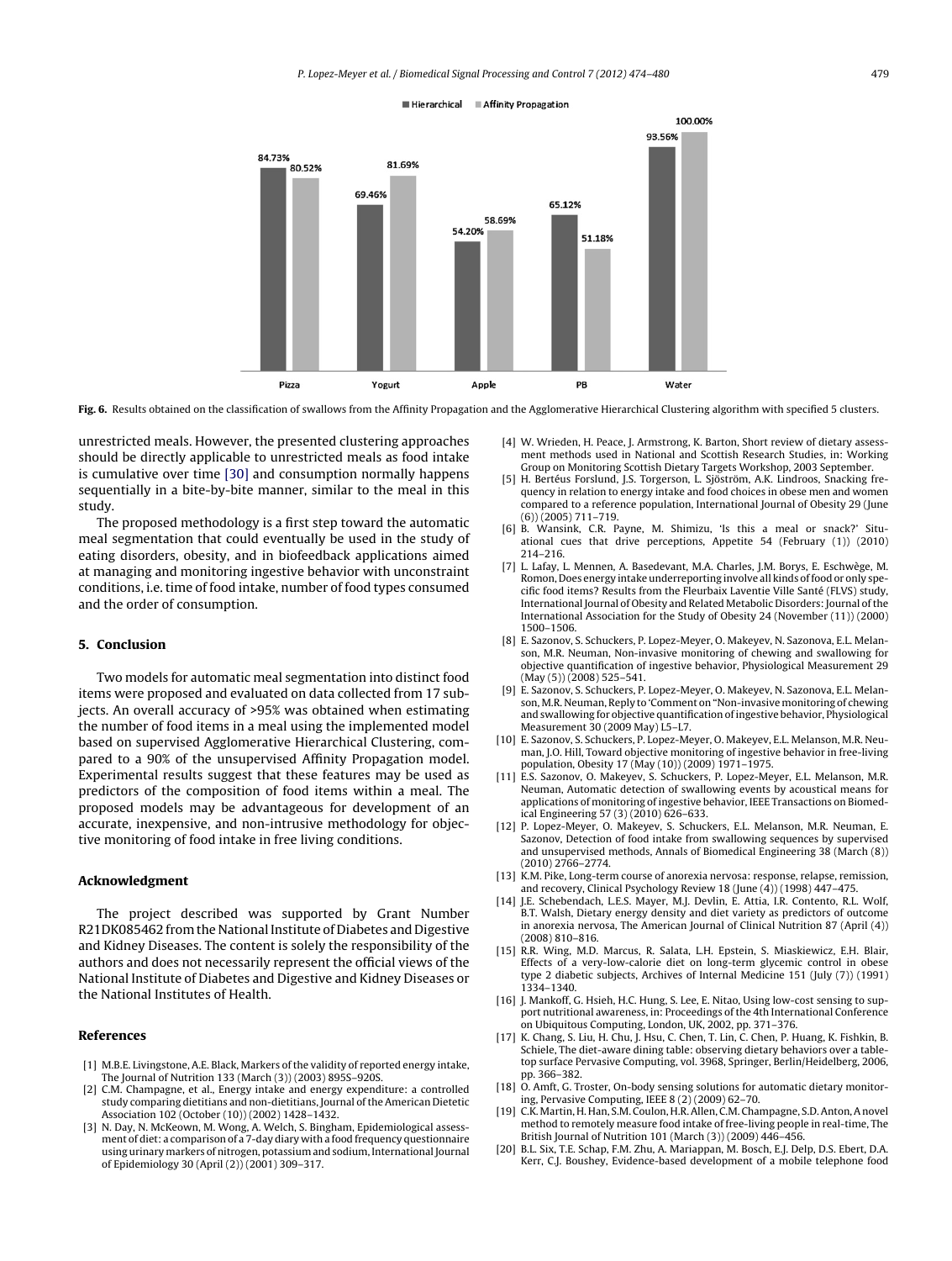Fig. 6. Results obtained on the classification of swallows from the Affinity Propagation and the Agglomerative Hierarchical Clustering algorithm with specified 5 clusters.

unrestricted meals. However, the presented clustering approaches should be directly applicable to unrestricted meals as food intake is cumulative over time [30] and consumption normally happens sequentially in a bite-by-bite manner, similar to the meal in this study.

The proposed methodology is a first step toward the automatic meal segmentation that could eventually be used in the study of eating disorders, obesity, and in biofeedback applications aimed at managing and monitoring ingestive behavior with unconstraint conditions, i.e. time of food intake, number of food types consumed and the order of consumption.

## 5. Conclusion

Two models for automatic meal segmentation into distinct food items were proposed and evaluated on data collected from 17 subjects. An overall accuracy of >95% was obtained when estimating the number of food items in a meal using the implemented model based on supervised Agglomerative Hierarchical Clustering, compared to a 90% of the unsupervised Affinity Propagation model. Experimental results suggest that these features may be used as predictors of the composition of food items within a meal. The proposed models may be advantageous for development of an accurate, inexpensive, and non-intrusive methodology for objective monitoring of food intake in free living conditions.

## Acknowledgment

The project described was supported by Grant Number R21DK085462 from the National Institute of Diabetes and Digestive and Kidney Diseases. The content is solely the responsibility of the authors and does not necessarily represent the official views of the National Institute of Diabetes and Digestive and Kidney Diseases or the National Institutes of Health.

## References

[1] M.B.E. Livingstone, A.E. Black, Markers of the validity of reported energy intake, The Journal of Nutrition 133 (March (3)) (2003) 895S–920S.

[2] C.M. Champagne, et al., Energy intake and energy expenditure: a controlled study comparing dietitians and non-dietitians, Journal of the American Dietetic Association 102 (October (10)) (2002) 1428–1432.

[3] N. Day, N. McKeown, M. Wong, A. Welch, S. Bingham, Epidemiological assessment of diet: a comparison of a 7-day diary with a food frequency questionnaire using urinary markers of nitrogen, potassium and sodium, International Journal of Epidemiology 30 (April (2)) (2001) 309–317.

[4] W. Wrieden, H. Peace, J. Armstrong, K. Barton, Short review of dietary assessment methods used in National and Scottish Research Studies, in: Working Group on Monitoring Scottish Dietary Targets Workshop, 2003 September.

[5] H. Bertéus Forslund, J.S. Torgerson, L. Sjöström, A.K. Lindroos, Snacking frequency in relation to energy intake and food choices in obese men and women compared to a reference population, International Journal of Obesity 29 (June (6)) (2005) 711–719.

[6] B. Wansink, C.R. Payne, M. Shimizu, 'Is this a meal or snack?' Situational cues that drive perceptions, Appetite 54 (February (1)) (2010) 214–216.

[7] L. Lafay, L. Mennen, A. Basedevant, M.A. Charles, J.M. Borys, E. Eschwège, M. Romon, Does energy intake underreporting involve all kinds of food or only specific food items? Results from the Fleurbaix Laventie Ville Santé (FLVS) study, International Journal of Obesity and Related Metabolic Disorders: Journal of the International Association for the Study of Obesity 24 (November (11)) (2000) 1500–1506.

[8] E. Sazonov, S. Schuckers, P. Lopez-Meyer, O. Makeyev, N. Sazonova, E.L. Melanson, M.R. Neuman, Non-invasive monitoring of chewing and swallowing for objective quantification of ingestive behavior, Physiological Measurement 29 (May (5)) (2008) 525–541.

[9] E. Sazonov, S. Schuckers, P. Lopez-Meyer, O. Makeyev, N. Sazonova, E.L. Melanson, M.R. Neuman, Reply to 'Comment on "Non-invasive monitoring of chewing and swallowing for objective quantification of ingestive behavior, Physiological Measurement 30 (2009 May) L5–L7.

[10] E. Sazonov, S. Schuckers, P. Lopez-Meyer, O. Makeyev, E.L. Melanson, M.R. Neuman, J.O. Hill, Toward objective monitoring of ingestive behavior in free-living population, Obesity 17 (May (10)) (2009) 1971–1975.

[11] E.S. Sazonov, O. Makeyev, S. Schuckers, P. Lopez-Meyer, E.L. Melanson, M.R. Neuman, Automatic detection of swallowing events by acoustical means for applications of monitoring of ingestive behavior, IEEE Transactions on Biomedical Engineering 57 (3) (2010) 626–633.

[12] P. Lopez-Meyer, O. Makeyev, S. Schuckers, E.L. Melanson, M.R. Neuman, E. Sazonov, Detection of food intake from swallowing sequences by supervised and unsupervised methods, Annals of Biomedical Engineering 38 (March (8)) (2010) 2766–2774.

[13] K.M. Pike, Long-term course of anorexia nervosa: response, relapse, remission, and recovery, Clinical Psychology Review 18 (June (4)) (1998) 447–475.

[14] J.E. Schebendach, L.E.S. Mayer, M.J. Devlin, E. Attia, I.R. Contento, R.L. Wolf, B.T. Walsh, Dietary energy density and diet variety as predictors of outcome in anorexia nervosa, The American Journal of Clinical Nutrition 87 (April (4)) (2008) 810–816.

[15] R.R. Wing, M.D. Marcus, R. Salata, L.H. Epstein, S. Miaskiewicz, E.H. Blair, Effects of a very-low-calorie diet on long-term glycemic control in obese type 2 diabetic subjects, Archives of Internal Medicine 151 (July (7)) (1991) 1334–1340.

[16] J. Mankoff, G. Hsieh, H.C. Hung, S. Lee, E. Nitao, Using low-cost sensing to support nutritional awareness, in: Proceedings of the 4th International Conference on Ubiquitous Computing, London, UK, 2002, pp. 371–376.

[17] K. Chang, S. Liu, H. Chu, J. Hsu, C. Chen, T. Lin, C. Chen, P. Huang, K. Fishkin, B. Schiele, The diet-aware dining table: observing dietary behaviors over a tabletop surface Pervasive Computing, vol. 3968, Springer, Berlin/Heidelberg, 2006, pp. 366–382.

[18] O. Amft, G. Troster, On-body sensing solutions for automatic dietary monitoring, Pervasive Computing, IEEE 8 (2) (2009) 62–70.

[19] C.K. Martin, H. Han, S.M. Coulon, H.R. Allen, C.M. Champagne, S.D. Anton, A novel method to remotely measure food intake of free-living people in real-time, The British Journal of Nutrition 101 (March (3)) (2009) 446–456.

[20] B.L. Six, T.E. Schap, F.M. Zhu, A. Mariappan, M. Bosch, E.J. Delp, D.S. Ebert, D.A. Kerr, C.J. Boushey, Evidence-based development of a mobile telephone food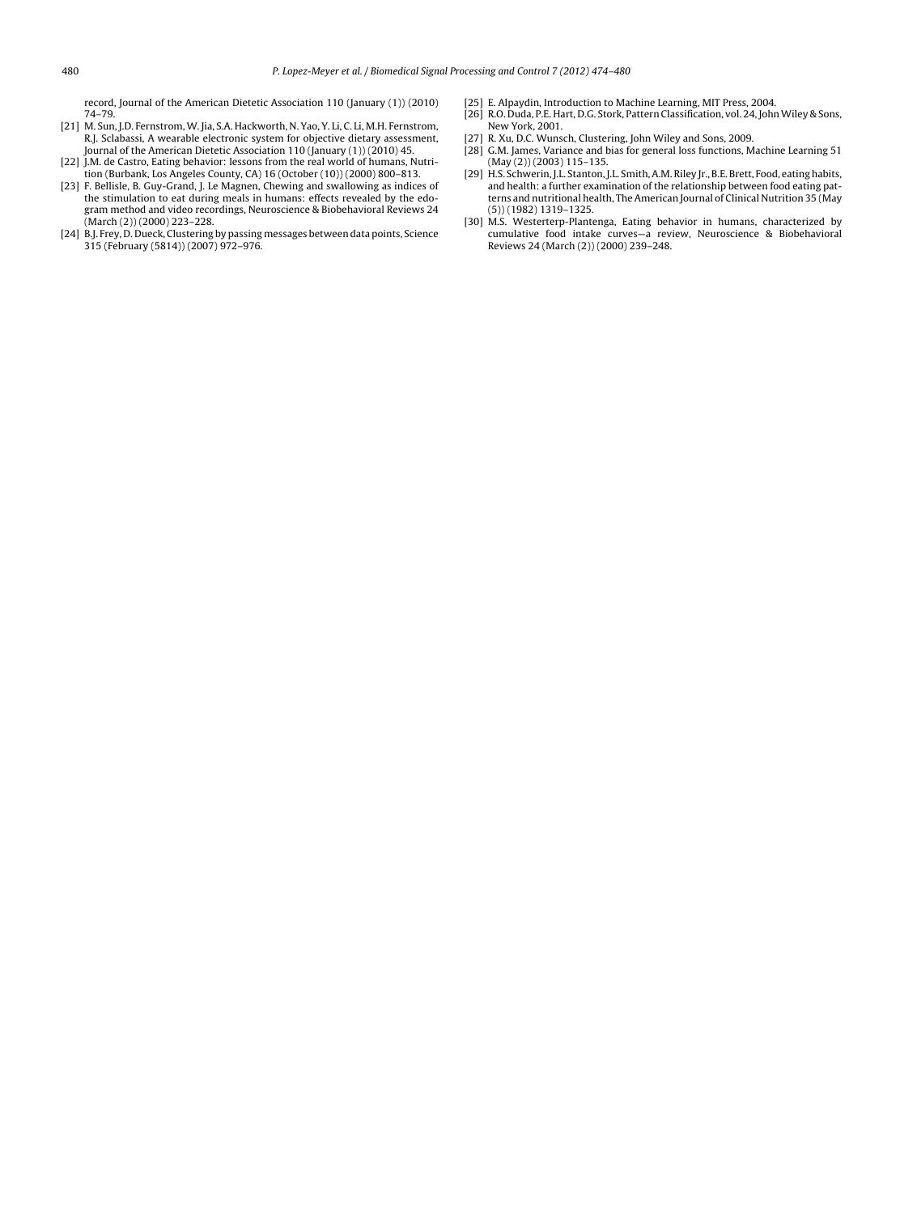record, Journal of the American Dietetic Association 110 (January (1)) (2010) 74–79.

[21] M. Sun, J.D. Fernstrom, W. Jia, S.A. Hackworth, N. Yao, Y. Li, C. Li, M.H. Fernstrom, R.J. Sclabassi, A wearable electronic system for objective dietary assessment, Journal of the American Dietetic Association 110 (January (1)) (2010) 45.

[22] J.M. de Castro, Eating behavior: lessons from the real world of humans, Nutrition (Burbank, Los Angeles County, CA) 16 (October (10)) (2000) 800–813.

[23] F. Bellisle, B. Guy-Grand, J. Le Magnen, Chewing and swallowing as indices of the stimulation to eat during meals in humans: effects revealed by the edogram method and video recordings, Neuroscience & Biobehavioral Reviews 24 (March (2)) (2000) 223–228.

[24] B.J. Frey, D. Dueck, Clustering by passing messages between data points, Science 315 (February (5814)) (2007) 972–976.

[25] E. Alpaydin, Introduction to Machine Learning, MIT Press, 2004.

[26] R.O. Duda, P.E. Hart, D.G. Stork, Pattern Classification, vol. 24, John Wiley & Sons, New York, 2001.

[27] R. Xu, D.C. Wunsch, Clustering, John Wiley and Sons, 2009.

[28] G.M. James, Variance and bias for general loss functions, Machine Learning 51 (May (2)) (2003) 115–135.

[29] H.S. Schwerin, J.L. Stanton, J.L. Smith, A.M. Riley Jr., B.E. Brett, Food, eating habits, and health: a further examination of the relationship between food eating patterns and nutritional health, The American Journal of Clinical Nutrition 35 (May (5)) (1982) 1319–1325.

[30] M.S. Westerterp-Plantenga, Eating behavior in humans, characterized by cumulative food intake curves—a review, Neuroscience & Biobehavioral Reviews 24 (March (2)) (2000) 239–248.